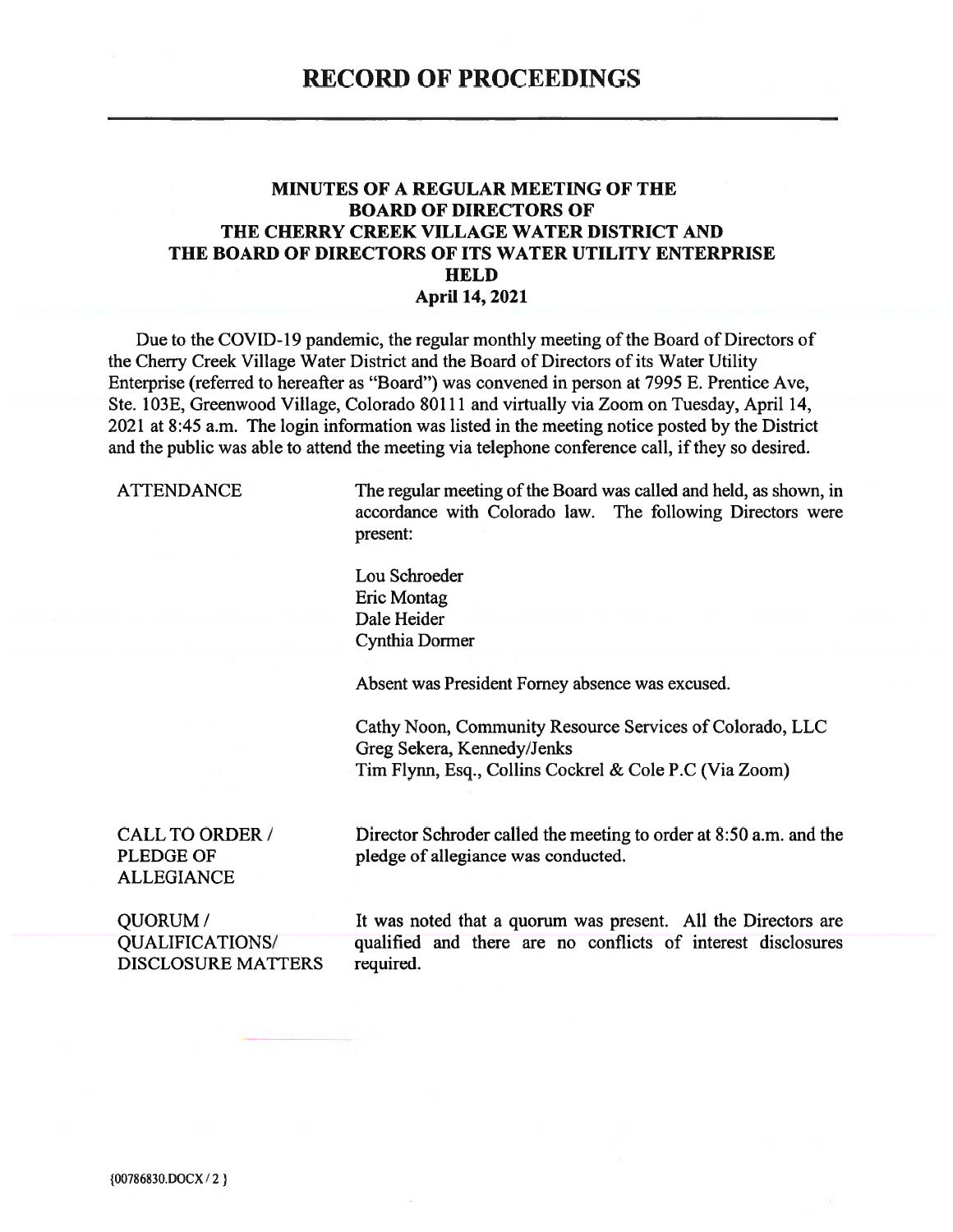# RECORD OF PROCEEDINGS

## MINUTES OF A REGULAR MEETING OF THE BOARD OF DIRECTORS OF THE CHERRY CREEK VILLAGE WATER DISTRICT AND THE BOARD OF DIRECTORS OF ITS WATER UTILITY ENTERPRISE HELD April 14, 2021

Due to the COVID-19 pandemic, the regular monthly meeting of the Board of Directors of the Cherry Creek Village Water District and the Board of Directors of its Water Utility Enterprise (referred to hereafter as "Board") was convened in person at 7995 E. Prentice Ave, Ste. 103E, Greenwood Village, Colorado 80111 and virtually via Zoom on Tuesday, April 14, 2021 at 8:45 a.m. The login information was listed in the meeting notice posted by the District and the public was able to attend the meeting via telephone conference call, if they so desired.

**ATTENDANCE**

The regular meeting of the Board was called and held, as shown, in accordance with Colorado law. The following Directors were present:

Lou Schroeder
Eric Montag
Dale Heider
Cynthia Dormer

Absent was President Forney absence was excused.

Cathy Noon, Community Resource Services of Colorado, LLC
Greg Sekera, Kennedy/Jenks
Tim Flynn, Esq., Collins Cockrel & Cole P.C (Via Zoom)

**CALL TO ORDER / PLEDGE OF ALLEGIANCE**

Director Schroder called the meeting to order at 8:50 a.m. and the pledge of allegiance was conducted.

**QUORUM / QUALIFICATIONS/ DISCLOSURE MATTERS**

It was noted that a quorum was present. All the Directors are qualified and there are no conflicts of interest disclosures required.

{00786830.DOCX / 2 }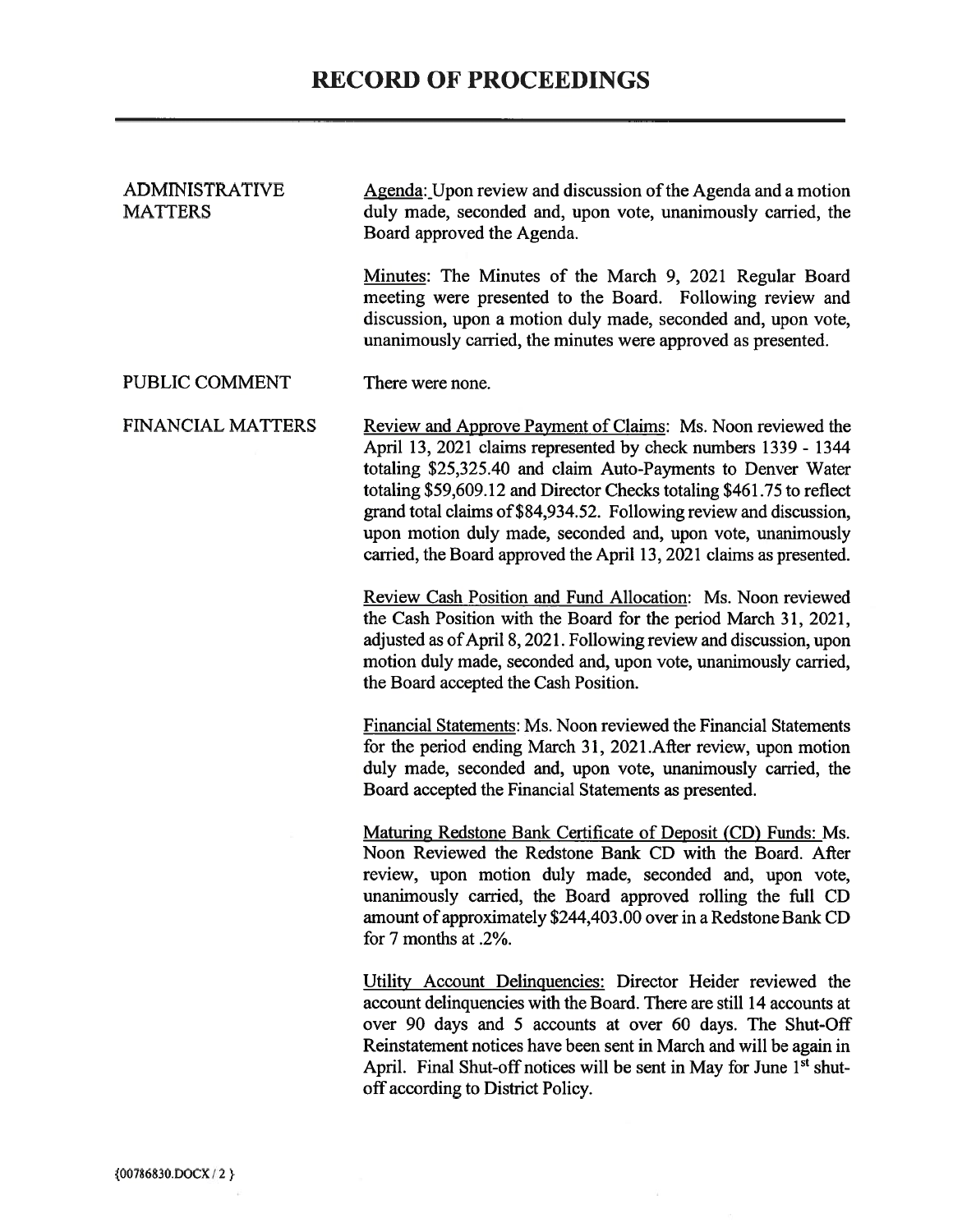# RECORD OF PROCEEDINGS

**ADMINISTRATIVE MATTERS**

Agenda: Upon review and discussion of the Agenda and a motion duly made, seconded and, upon vote, unanimously carried, the Board approved the Agenda.

Minutes: The Minutes of the March 9, 2021 Regular Board meeting were presented to the Board. Following review and discussion, upon a motion duly made, seconded and, upon vote, unanimously carried, the minutes were approved as presented.

**PUBLIC COMMENT**

There were none.

**FINANCIAL MATTERS**

Review and Approve Payment of Claims: Ms. Noon reviewed the April 13, 2021 claims represented by check numbers 1339 - 1344 totaling $25,325.40 and claim Auto-Payments to Denver Water totaling $59,609.12 and Director Checks totaling $461.75 to reflect grand total claims of $84,934.52. Following review and discussion, upon motion duly made, seconded and, upon vote, unanimously carried, the Board approved the April 13, 2021 claims as presented.

Review Cash Position and Fund Allocation: Ms. Noon reviewed the Cash Position with the Board for the period March 31, 2021, adjusted as of April 8, 2021. Following review and discussion, upon motion duly made, seconded and, upon vote, unanimously carried, the Board accepted the Cash Position.

Financial Statements: Ms. Noon reviewed the Financial Statements for the period ending March 31, 2021.After review, upon motion duly made, seconded and, upon vote, unanimously carried, the Board accepted the Financial Statements as presented.

Maturing Redstone Bank Certificate of Deposit (CD) Funds: Ms. Noon Reviewed the Redstone Bank CD with the Board. After review, upon motion duly made, seconded and, upon vote, unanimously carried, the Board approved rolling the full CD amount of approximately $244,403.00 over in a Redstone Bank CD for 7 months at .2%.

Utility Account Delinquencies: Director Heider reviewed the account delinquencies with the Board. There are still 14 accounts at over 90 days and 5 accounts at over 60 days. The Shut-Off Reinstatement notices have been sent in March and will be again in April. Final Shut-off notices will be sent in May for June 1st shut-off according to District Policy.

{00786830.DOCX / 2 }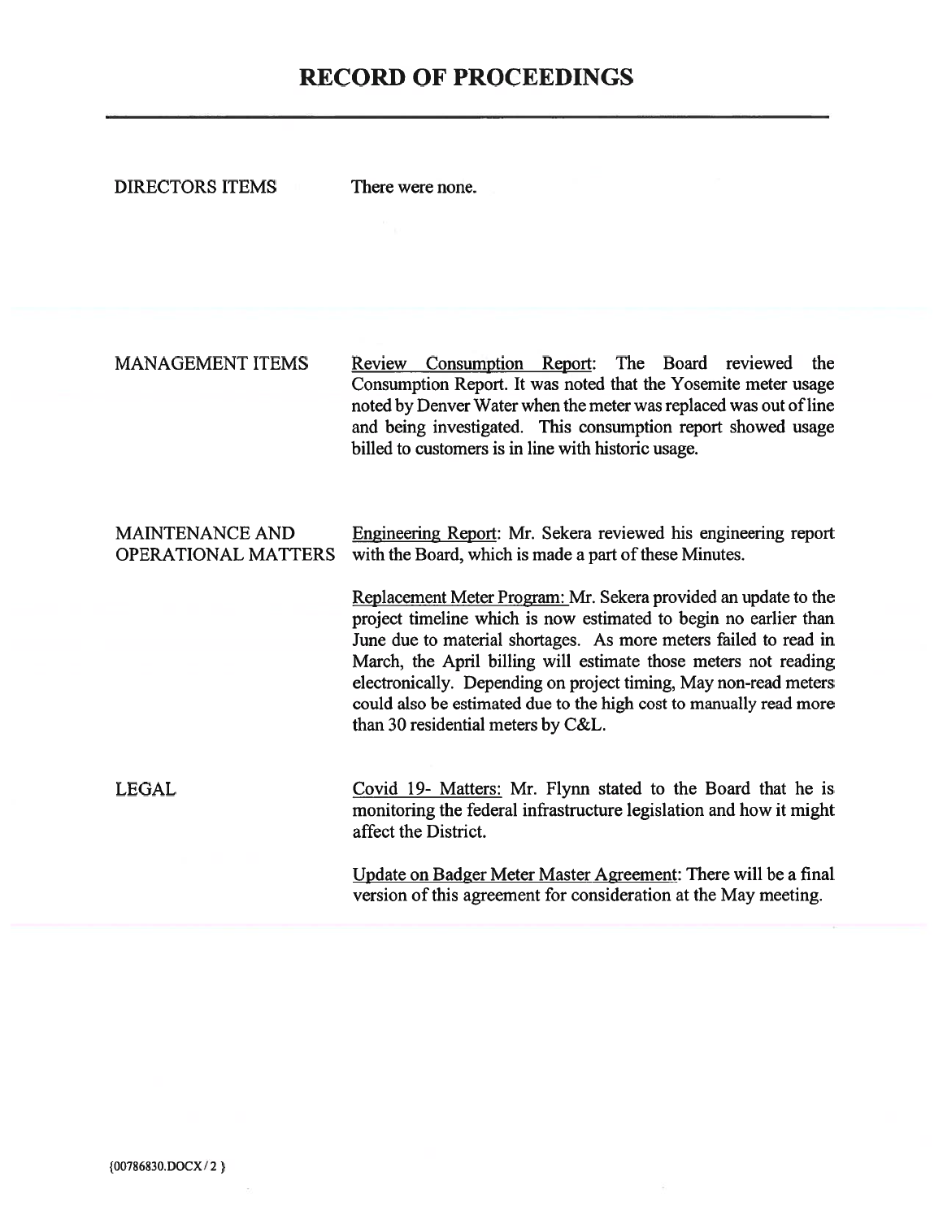# RECORD OF PROCEEDINGS

| | |
|---|---|
| DIRECTORS ITEMS | There were none. |
| MANAGEMENT ITEMS | Review Consumption Report: The Board reviewed the Consumption Report. It was noted that the Yosemite meter usage noted by Denver Water when the meter was replaced was out of line and being investigated. This consumption report showed usage billed to customers is in line with historic usage. |
| MAINTENANCE AND OPERATIONAL MATTERS | Engineering Report: Mr. Sekera reviewed his engineering report with the Board, which is made a part of these Minutes. |
| | Replacement Meter Program: Mr. Sekera provided an update to the project timeline which is now estimated to begin no earlier than June due to material shortages. As more meters failed to read in March, the April billing will estimate those meters not reading electronically. Depending on project timing, May non-read meters could also be estimated due to the high cost to manually read more than 30 residential meters by C&L. |
| LEGAL | Covid 19- Matters: Mr. Flynn stated to the Board that he is monitoring the federal infrastructure legislation and how it might affect the District. |
| | Update on Badger Meter Master Agreement: There will be a final version of this agreement for consideration at the May meeting. |

{00786830.DOCX / 2 }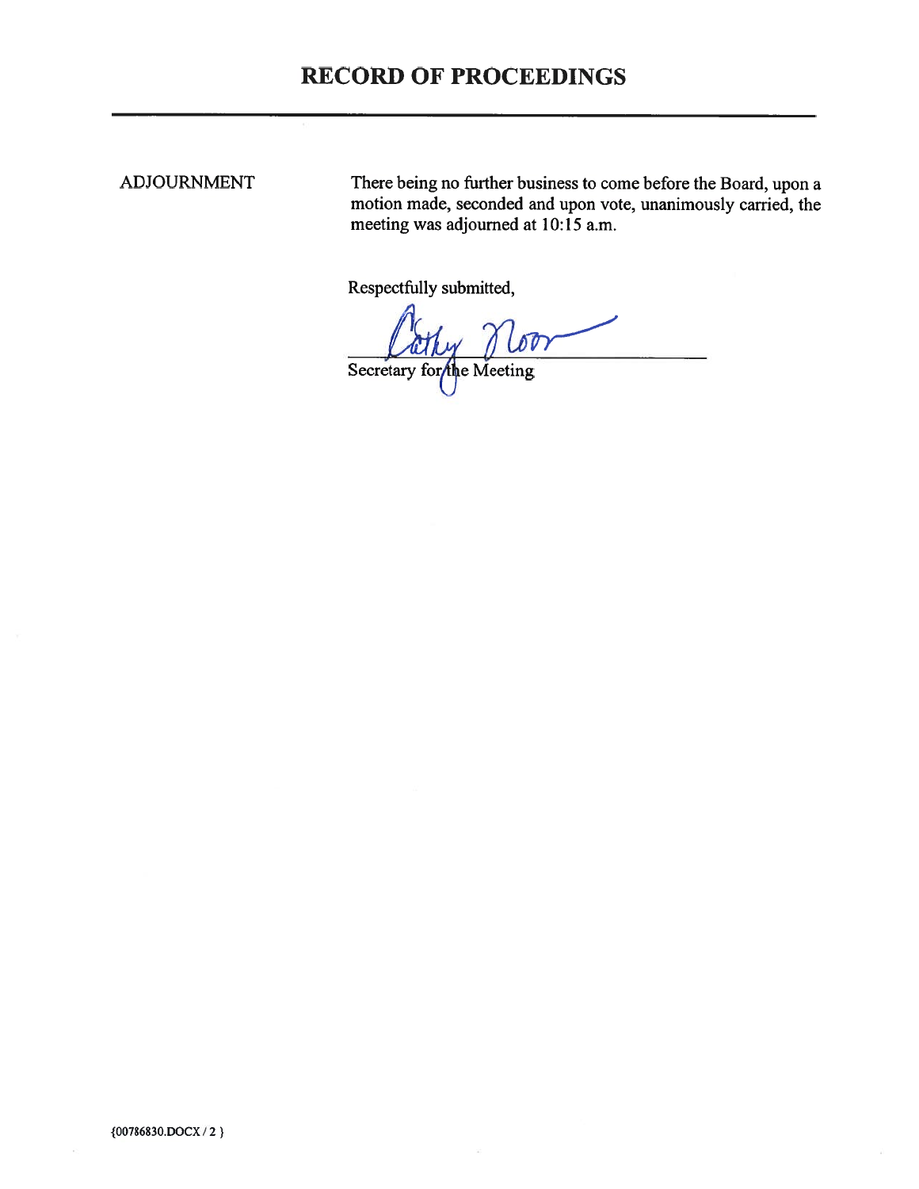# RECORD OF PROCEEDINGS

ADJOURNMENT

There being no further business to come before the Board, upon a motion made, seconded and upon vote, unanimously carried, the meeting was adjourned at 10:15 a.m.

Respectfully submitted,

Cathy Noor

Secretary for the Meeting

{00786830.DOCX / 2 }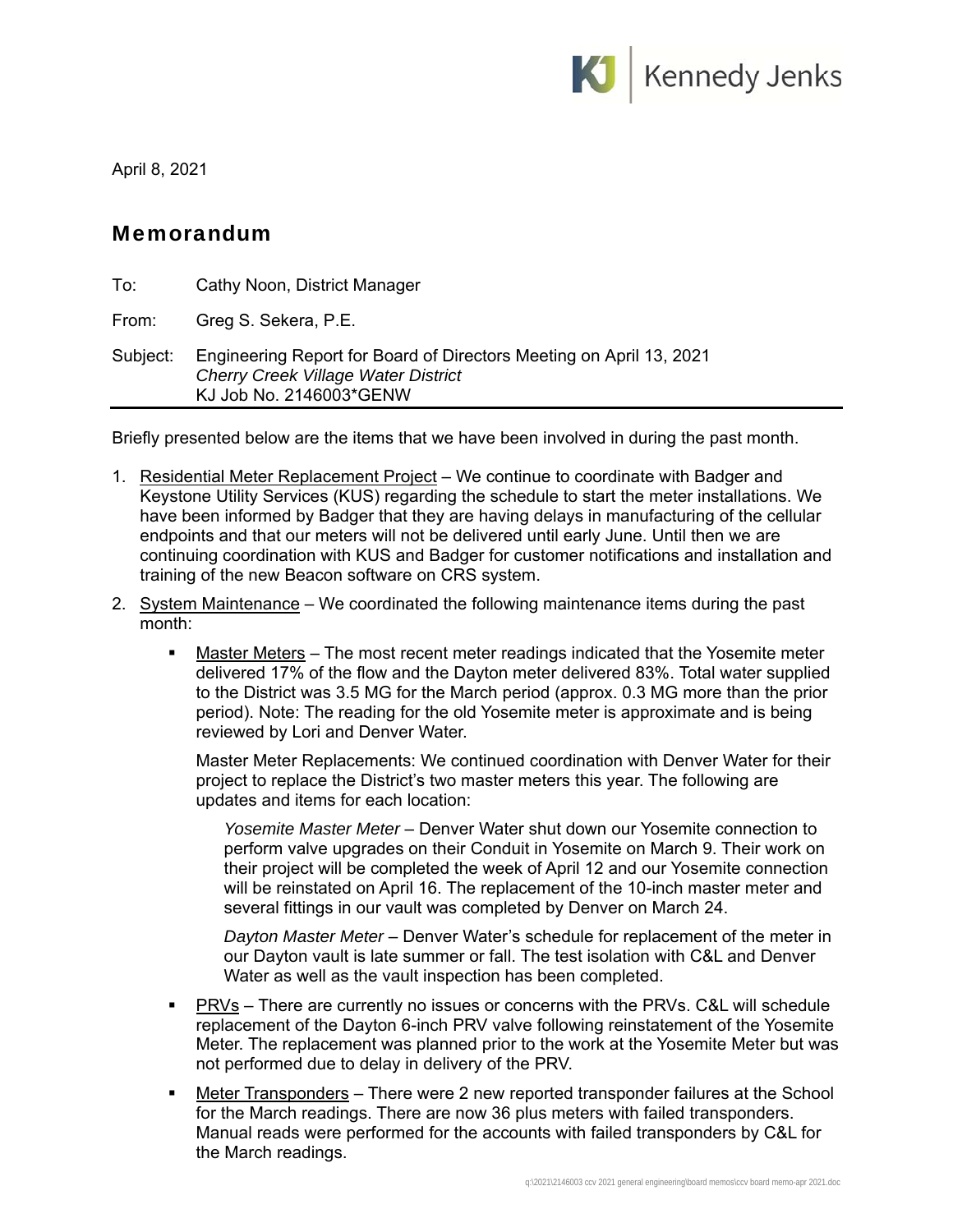Kennedy Jenks

April 8, 2021

# Memorandum

To: Cathy Noon, District Manager

From: Greg S. Sekera, P.E.

Subject: Engineering Report for Board of Directors Meeting on April 13, 2021
*Cherry Creek Village Water District*
KJ Job No. 2146003*GENW

---

Briefly presented below are the items that we have been involved in during the past month.

1. <u>Residential Meter Replacement Project</u> – We continue to coordinate with Badger and Keystone Utility Services (KUS) regarding the schedule to start the meter installations. We have been informed by Badger that they are having delays in manufacturing of the cellular endpoints and that our meters will not be delivered until early June. Until then we are continuing coordination with KUS and Badger for customer notifications and installation and training of the new Beacon software on CRS system.

2. <u>System Maintenance</u> – We coordinated the following maintenance items during the past month:

   - <u>Master Meters</u> – The most recent meter readings indicated that the Yosemite meter delivered 17% of the flow and the Dayton meter delivered 83%. Total water supplied to the District was 3.5 MG for the March period (approx. 0.3 MG more than the prior period). Note: The reading for the old Yosemite meter is approximate and is being reviewed by Lori and Denver Water.

     Master Meter Replacements: We continued coordination with Denver Water for their project to replace the District's two master meters this year. The following are updates and items for each location:

     *Yosemite Master Meter* – Denver Water shut down our Yosemite connection to perform valve upgrades on their Conduit in Yosemite on March 9. Their work on their project will be completed the week of April 12 and our Yosemite connection will be reinstated on April 16. The replacement of the 10-inch master meter and several fittings in our vault was completed by Denver on March 24.

     *Dayton Master Meter* – Denver Water's schedule for replacement of the meter in our Dayton vault is late summer or fall. The test isolation with C&L and Denver Water as well as the vault inspection has been completed.

   - <u>PRVs</u> – There are currently no issues or concerns with the PRVs. C&L will schedule replacement of the Dayton 6-inch PRV valve following reinstatement of the Yosemite Meter. The replacement was planned prior to the work at the Yosemite Meter but was not performed due to delay in delivery of the PRV.

   - <u>Meter Transponders</u> – There were 2 new reported transponder failures at the School for the March readings. There are now 36 plus meters with failed transponders. Manual reads were performed for the accounts with failed transponders by C&L for the March readings.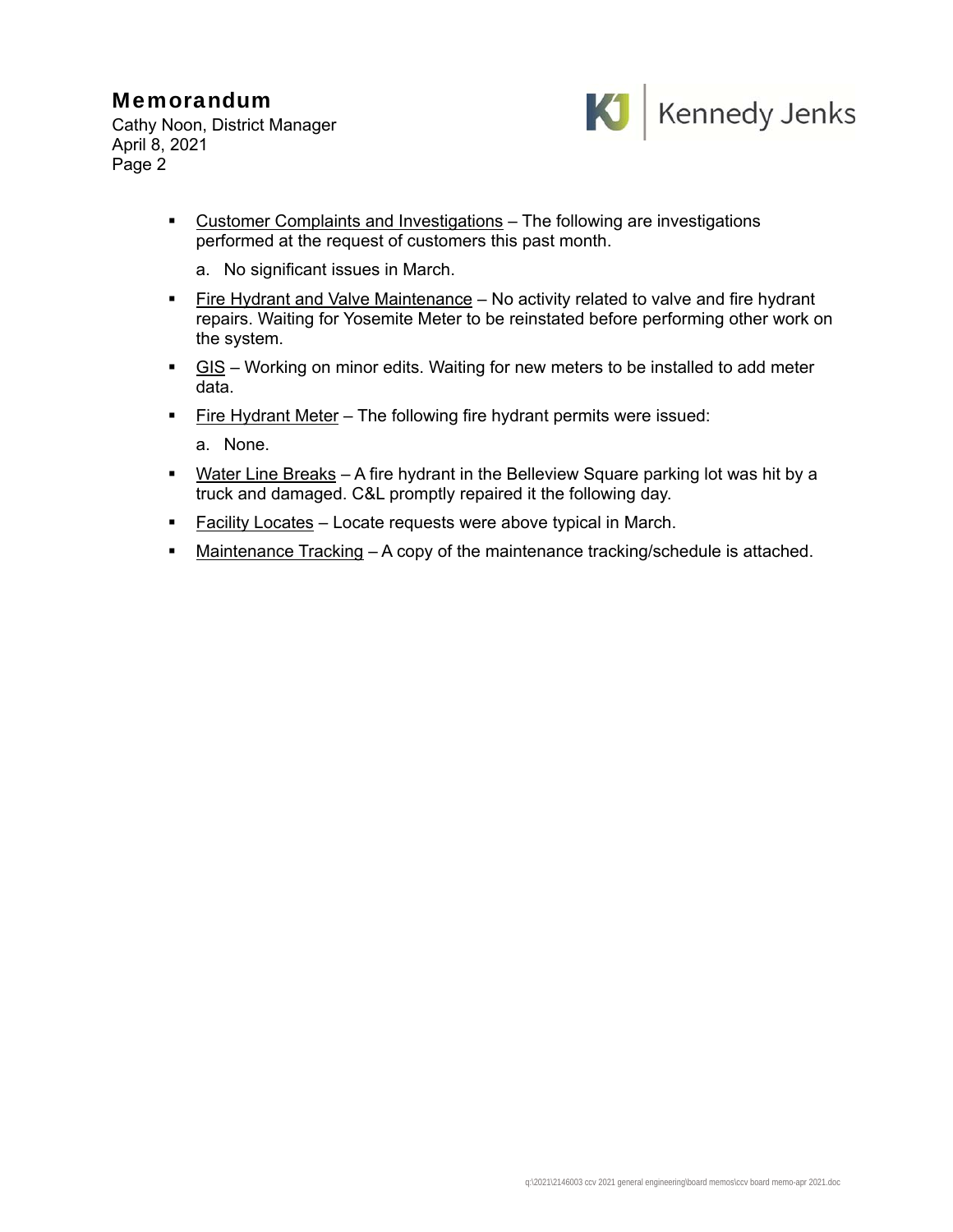- Customer Complaints and Investigations – The following are investigations performed at the request of customers this past month.

  a. No significant issues in March.

- Fire Hydrant and Valve Maintenance – No activity related to valve and fire hydrant repairs. Waiting for Yosemite Meter to be reinstated before performing other work on the system.

- GIS – Working on minor edits. Waiting for new meters to be installed to add meter data.

- Fire Hydrant Meter – The following fire hydrant permits were issued:

  a. None.

- Water Line Breaks – A fire hydrant in the Belleview Square parking lot was hit by a truck and damaged. C&L promptly repaired it the following day.

- Facility Locates – Locate requests were above typical in March.

- Maintenance Tracking – A copy of the maintenance tracking/schedule is attached.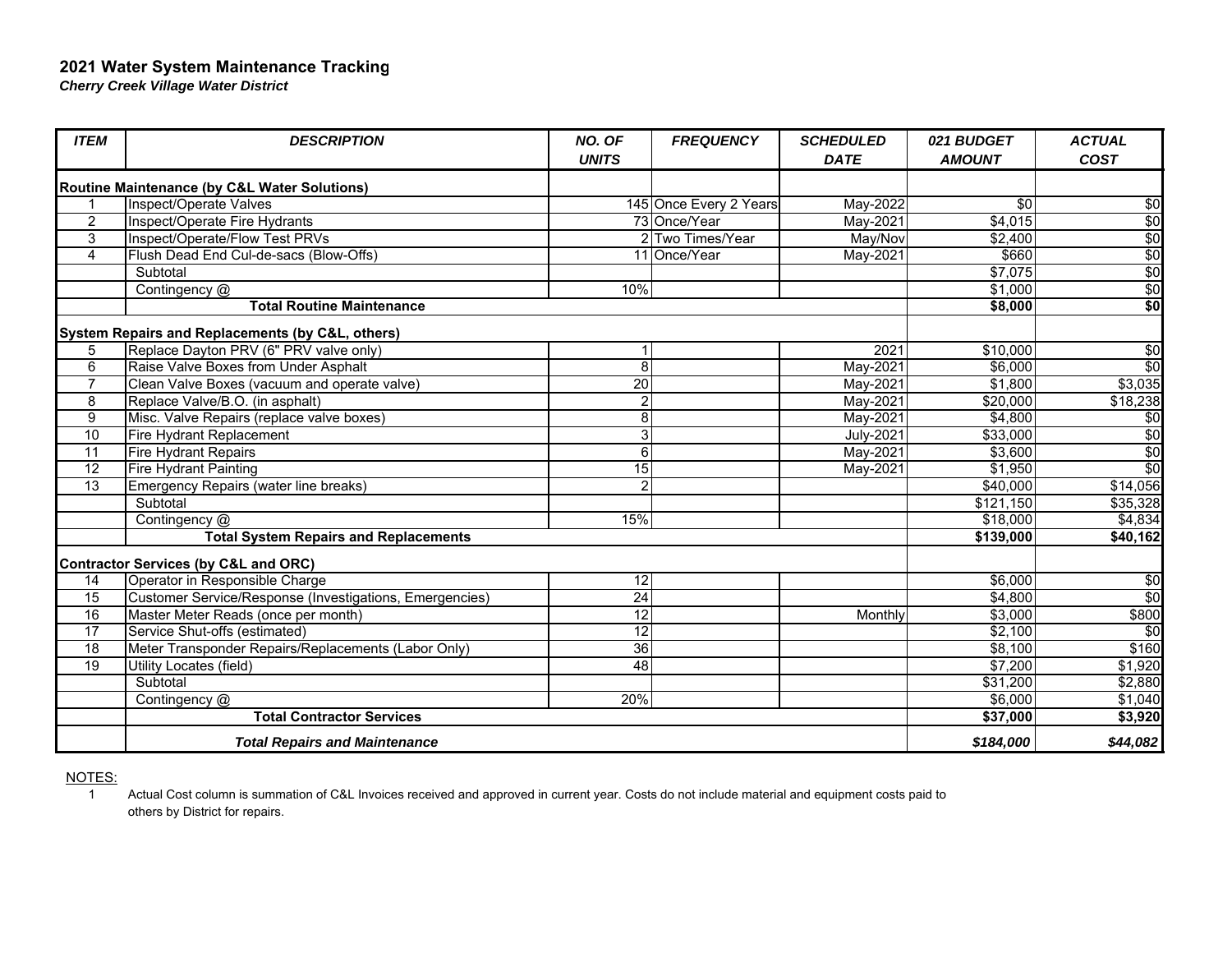## 2021 Water System Maintenance Tracking

***Cherry Creek Village Water District***

| *ITEM* | *DESCRIPTION* | *NO. OF UNITS* | *FREQUENCY* | *SCHEDULED DATE* | *021 BUDGET AMOUNT* | *ACTUAL COST* |
|---|---|---|---|---|---|---|
| **Routine Maintenance (by C&L Water Solutions)** | | | | | | |
| 1 | Inspect/Operate Valves | 145 | Once Every 2 Years | May-2022 | $0 | $0 |
| 2 | Inspect/Operate Fire Hydrants | 73 | Once/Year | May-2021 | $4,015 | $0 |
| 3 | Inspect/Operate/Flow Test PRVs | 2 | Two Times/Year | May/Nov | $2,400 | $0 |
| 4 | Flush Dead End Cul-de-sacs (Blow-Offs) | 11 | Once/Year | May-2021 | $660 | $0 |
| | Subtotal | | | | $7,075 | $0 |
| | Contingency @ | 10% | | | $1,000 | $0 |
| | **Total Routine Maintenance** | | | | **$8,000** | **$0** |
| **System Repairs and Replacements (by C&L, others)** | | | | | | |
| 5 | Replace Dayton PRV (6" PRV valve only) | 1 | | 2021 | $10,000 | $0 |
| 6 | Raise Valve Boxes from Under Asphalt | 8 | | May-2021 | $6,000 | $0 |
| 7 | Clean Valve Boxes (vacuum and operate valve) | 20 | | May-2021 | $1,800 | $3,035 |
| 8 | Replace Valve/B.O. (in asphalt) | 2 | | May-2021 | $20,000 | $18,238 |
| 9 | Misc. Valve Repairs (replace valve boxes) | 8 | | May-2021 | $4,800 | $0 |
| 10 | Fire Hydrant Replacement | 3 | | July-2021 | $33,000 | $0 |
| 11 | Fire Hydrant Repairs | 6 | | May-2021 | $3,600 | $0 |
| 12 | Fire Hydrant Painting | 15 | | May-2021 | $1,950 | $0 |
| 13 | Emergency Repairs (water line breaks) | 2 | | | $40,000 | $14,056 |
| | Subtotal | | | | $121,150 | $35,328 |
| | Contingency @ | 15% | | | $18,000 | $4,834 |
| | **Total System Repairs and Replacements** | | | | **$139,000** | **$40,162** |
| **Contractor Services (by C&L and ORC)** | | | | | | |
| 14 | Operator in Responsible Charge | 12 | | | $6,000 | $0 |
| 15 | Customer Service/Response (Investigations, Emergencies) | 24 | | | $4,800 | $0 |
| 16 | Master Meter Reads (once per month) | 12 | | Monthly | $3,000 | $800 |
| 17 | Service Shut-offs (estimated) | 12 | | | $2,100 | $0 |
| 18 | Meter Transponder Repairs/Replacements (Labor Only) | 36 | | | $8,100 | $160 |
| 19 | Utility Locates (field) | 48 | | | $7,200 | $1,920 |
| | Subtotal | | | | $31,200 | $2,880 |
| | Contingency @ | 20% | | | $6,000 | $1,040 |
| | **Total Contractor Services** | | | | **$37,000** | **$3,920** |
| | ***Total Repairs and Maintenance*** | | | | ***$184,000*** | ***$44,082*** |

NOTES:

1. Actual Cost column is summation of C&L Invoices received and approved in current year. Costs do not include material and equipment costs paid to others by District for repairs.